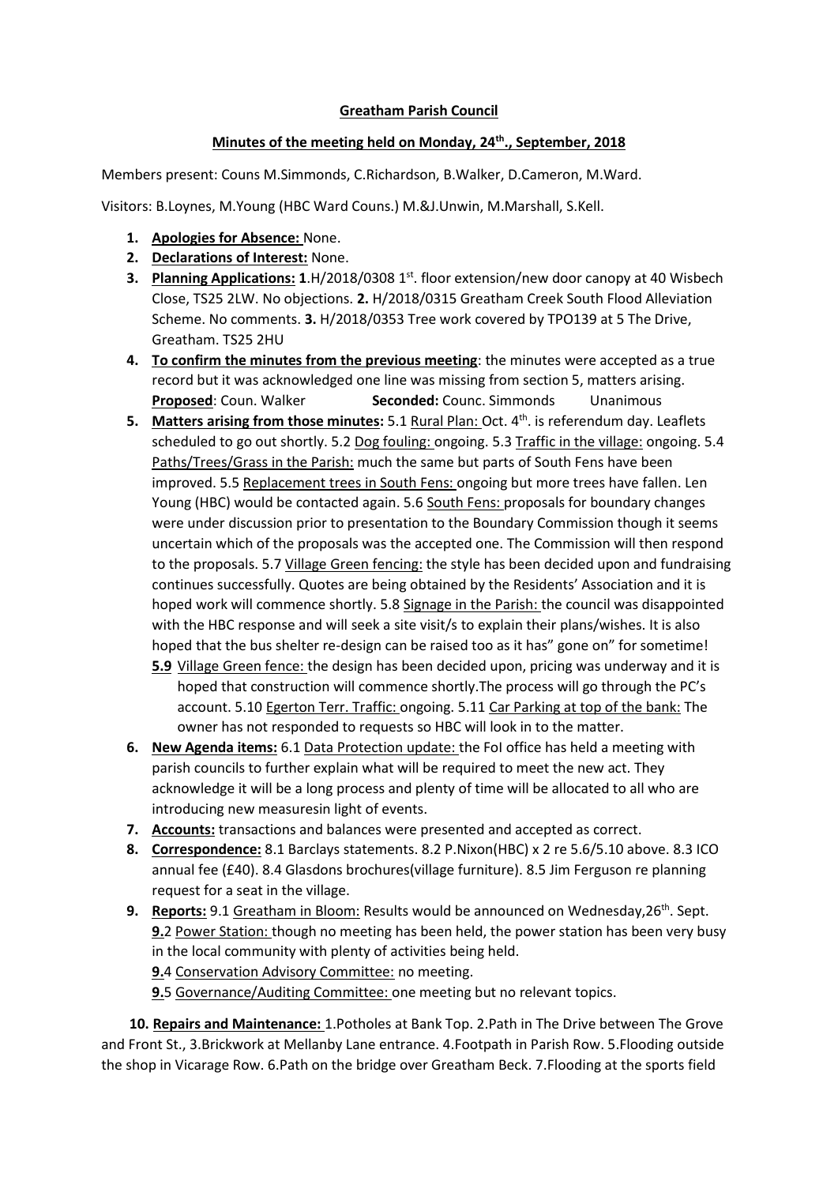**Greatham Parish Council**

**Minutes of the meeting held on Monday, 24th., September, 2018**

Members present: Couns M.Simmonds, C.Richardson, B.Walker, D.Cameron, M.Ward.

Visitors: B.Loynes, M.Young (HBC Ward Couns.) M.&J.Unwin, M.Marshall, S.Kell.

1. **Apologies for Absence:** None.
2. **Declarations of Interest:** None.
3. **Planning Applications:** **1**.H/2018/0308 1st. floor extension/new door canopy at 40 Wisbech Close, TS25 2LW. No objections. **2.** H/2018/0315 Greatham Creek South Flood Alleviation Scheme. No comments. **3.** H/2018/0353 Tree work covered by TPO139 at 5 The Drive, Greatham. TS25 2HU
4. **To confirm the minutes from the previous meeting**: the minutes were accepted as a true record but it was acknowledged one line was missing from section 5, matters arising. **Proposed**: Coun. Walker **Seconded:** Counc. Simmonds Unanimous
5. **Matters arising from those minutes:** 5.1 Rural Plan: Oct. 4th. is referendum day. Leaflets scheduled to go out shortly. 5.2 Dog fouling: ongoing. 5.3 Traffic in the village: ongoing. 5.4 Paths/Trees/Grass in the Parish: much the same but parts of South Fens have been improved. 5.5 Replacement trees in South Fens: ongoing but more trees have fallen. Len Young (HBC) would be contacted again. 5.6 South Fens: proposals for boundary changes were under discussion prior to presentation to the Boundary Commission though it seems uncertain which of the proposals was the accepted one. The Commission will then respond to the proposals. 5.7 Village Green fencing: the style has been decided upon and fundraising continues successfully. Quotes are being obtained by the Residents' Association and it is hoped work will commence shortly. 5.8 Signage in the Parish: the council was disappointed with the HBC response and will seek a site visit/s to explain their plans/wishes. It is also hoped that the bus shelter re-design can be raised too as it has" gone on" for sometime!
   **5.9** Village Green fence: the design has been decided upon, pricing was underway and it is hoped that construction will commence shortly.The process will go through the PC's account. 5.10 Egerton Terr. Traffic: ongoing. 5.11 Car Parking at top of the bank: The owner has not responded to requests so HBC will look in to the matter.
6. **New Agenda items:** 6.1 Data Protection update: the FoI office has held a meeting with parish councils to further explain what will be required to meet the new act. They acknowledge it will be a long process and plenty of time will be allocated to all who are introducing new measuresin light of events.
7. **Accounts:** transactions and balances were presented and accepted as correct.
8. **Correspondence:** 8.1 Barclays statements. 8.2 P.Nixon(HBC) x 2 re 5.6/5.10 above. 8.3 ICO annual fee (£40). 8.4 Glasdons brochures(village furniture). 8.5 Jim Ferguson re planning request for a seat in the village.
9. **Reports:** 9.1 Greatham in Bloom: Results would be announced on Wednesday,26th. Sept.
   **9.**2 Power Station: though no meeting has been held, the power station has been very busy in the local community with plenty of activities being held.
   **9.**4 Conservation Advisory Committee: no meeting.
   **9.**5 Governance/Auditing Committee: one meeting but no relevant topics.

**10. Repairs and Maintenance:** 1.Potholes at Bank Top. 2.Path in The Drive between The Grove and Front St., 3.Brickwork at Mellanby Lane entrance. 4.Footpath in Parish Row. 5.Flooding outside the shop in Vicarage Row. 6.Path on the bridge over Greatham Beck. 7.Flooding at the sports field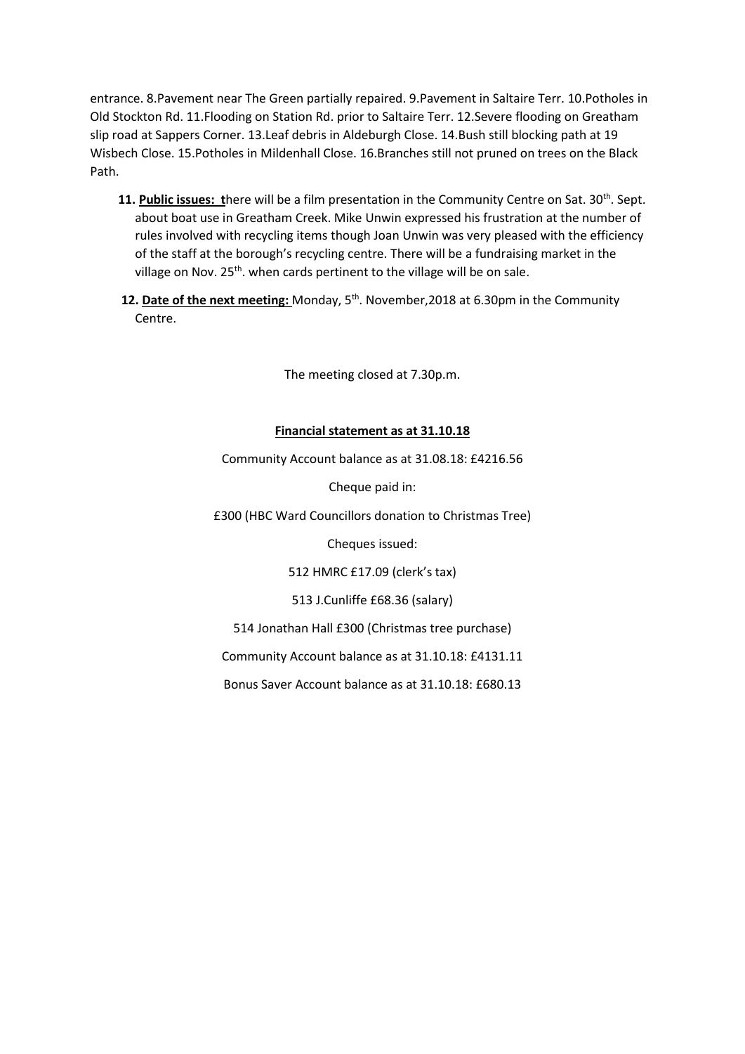entrance. 8.Pavement near The Green partially repaired. 9.Pavement in Saltaire Terr. 10.Potholes in Old Stockton Rd. 11.Flooding on Station Rd. prior to Saltaire Terr. 12.Severe flooding on Greatham slip road at Sappers Corner. 13.Leaf debris in Aldeburgh Close. 14.Bush still blocking path at 19 Wisbech Close. 15.Potholes in Mildenhall Close. 16.Branches still not pruned on trees on the Black Path.

11. **Public issues: t**here will be a film presentation in the Community Centre on Sat. 30th. Sept. about boat use in Greatham Creek. Mike Unwin expressed his frustration at the number of rules involved with recycling items though Joan Unwin was very pleased with the efficiency of the staff at the borough's recycling centre. There will be a fundraising market in the village on Nov. 25th. when cards pertinent to the village will be on sale.

12. **Date of the next meeting:** Monday, 5th. November,2018 at 6.30pm in the Community Centre.

The meeting closed at 7.30p.m.

**Financial statement as at 31.10.18**

Community Account balance as at 31.08.18: £4216.56

Cheque paid in:

£300 (HBC Ward Councillors donation to Christmas Tree)

Cheques issued:

512 HMRC £17.09 (clerk's tax)

513 J.Cunliffe £68.36 (salary)

514 Jonathan Hall £300 (Christmas tree purchase)

Community Account balance as at 31.10.18: £4131.11

Bonus Saver Account balance as at 31.10.18: £680.13